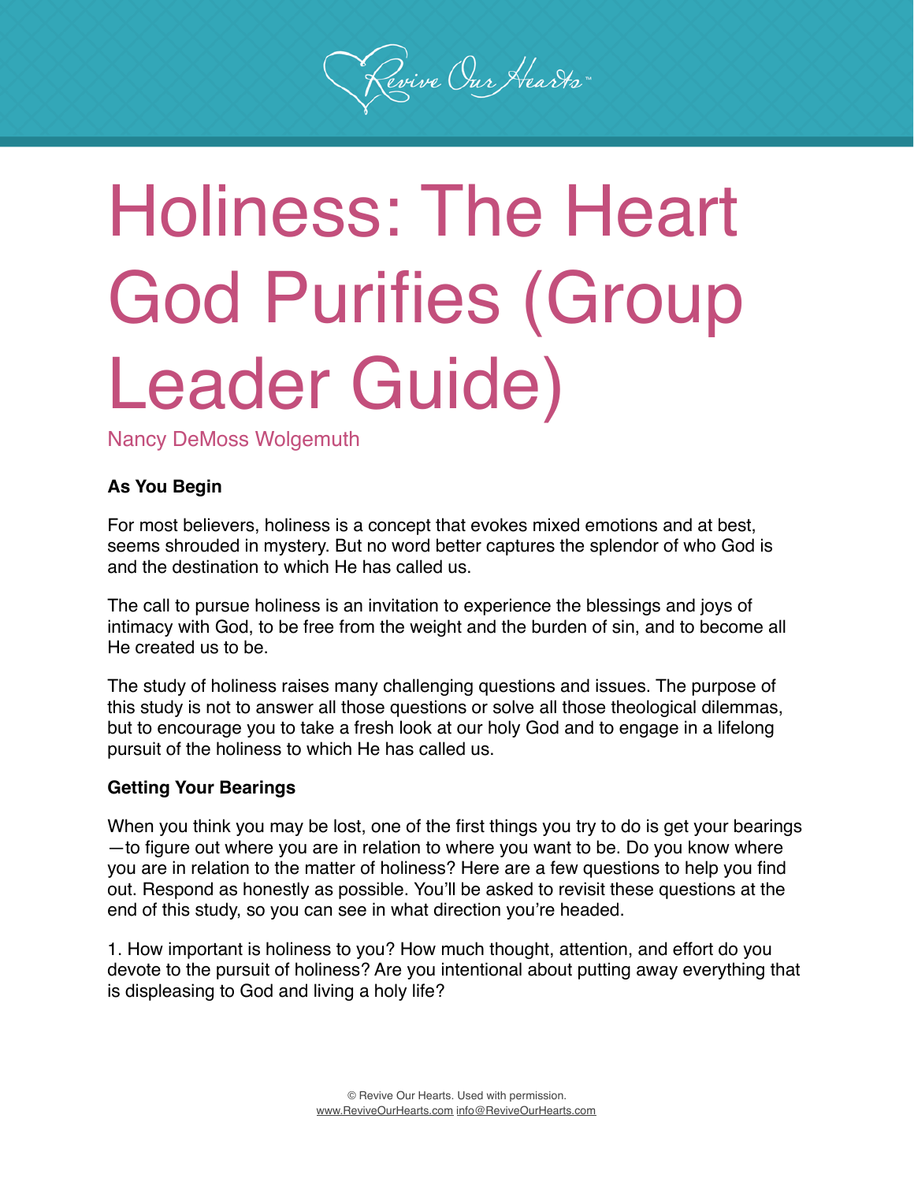# Holiness: The Heart God Purifies (Group Leader Guide)

Nancy DeMoss Wolgemuth

**As You Begin**

For most believers, holiness is a concept that evokes mixed emotions and at best, seems shrouded in mystery. But no word better captures the splendor of who God is and the destination to which He has called us.

The call to pursue holiness is an invitation to experience the blessings and joys of intimacy with God, to be free from the weight and the burden of sin, and to become all He created us to be.

The study of holiness raises many challenging questions and issues. The purpose of this study is not to answer all those questions or solve all those theological dilemmas, but to encourage you to take a fresh look at our holy God and to engage in a lifelong pursuit of the holiness to which He has called us.

**Getting Your Bearings**

When you think you may be lost, one of the first things you try to do is get your bearings—to figure out where you are in relation to where you want to be. Do you know where you are in relation to the matter of holiness? Here are a few questions to help you find out. Respond as honestly as possible. You'll be asked to revisit these questions at the end of this study, so you can see in what direction you're headed.

1. How important is holiness to you? How much thought, attention, and effort do you devote to the pursuit of holiness? Are you intentional about putting away everything that is displeasing to God and living a holy life?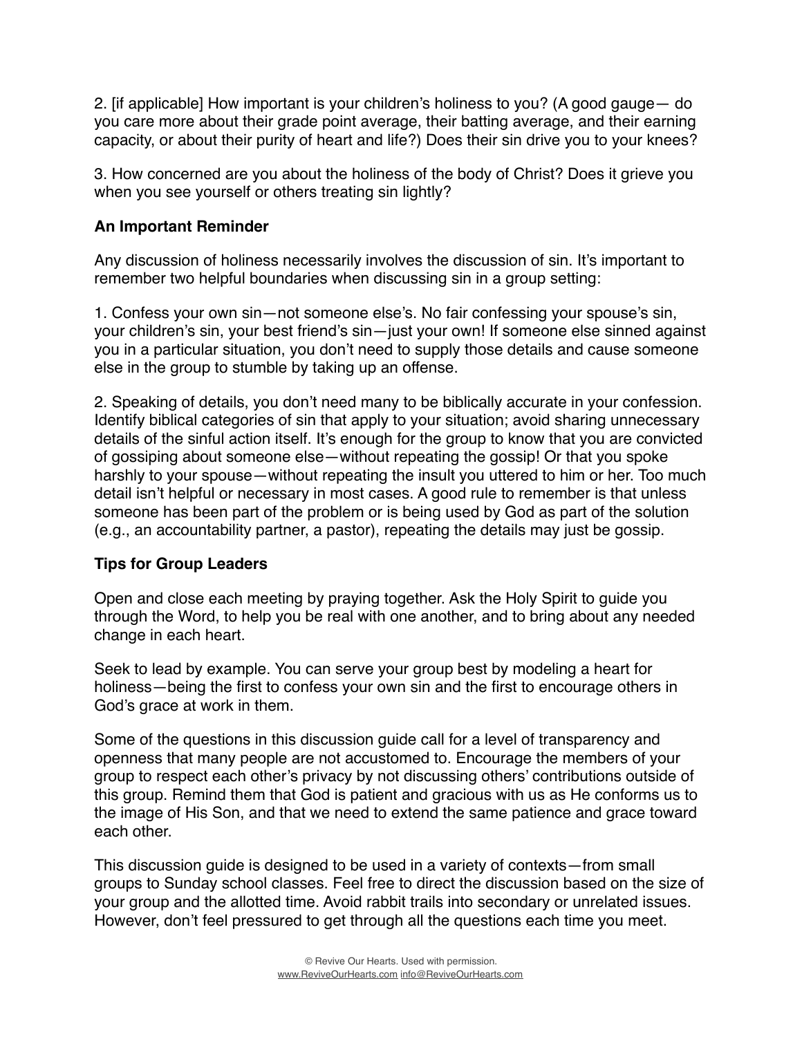2. [if applicable] How important is your children's holiness to you? (A good gauge— do you care more about their grade point average, their batting average, and their earning capacity, or about their purity of heart and life?) Does their sin drive you to your knees?

3. How concerned are you about the holiness of the body of Christ? Does it grieve you when you see yourself or others treating sin lightly?

### An Important Reminder

Any discussion of holiness necessarily involves the discussion of sin. It's important to remember two helpful boundaries when discussing sin in a group setting:

1. Confess your own sin—not someone else's. No fair confessing your spouse's sin, your children's sin, your best friend's sin—just your own! If someone else sinned against you in a particular situation, you don't need to supply those details and cause someone else in the group to stumble by taking up an offense.

2. Speaking of details, you don't need many to be biblically accurate in your confession. Identify biblical categories of sin that apply to your situation; avoid sharing unnecessary details of the sinful action itself. It's enough for the group to know that you are convicted of gossiping about someone else—without repeating the gossip! Or that you spoke harshly to your spouse—without repeating the insult you uttered to him or her. Too much detail isn't helpful or necessary in most cases. A good rule to remember is that unless someone has been part of the problem or is being used by God as part of the solution (e.g., an accountability partner, a pastor), repeating the details may just be gossip.

### Tips for Group Leaders

Open and close each meeting by praying together. Ask the Holy Spirit to guide you through the Word, to help you be real with one another, and to bring about any needed change in each heart.

Seek to lead by example. You can serve your group best by modeling a heart for holiness—being the first to confess your own sin and the first to encourage others in God's grace at work in them.

Some of the questions in this discussion guide call for a level of transparency and openness that many people are not accustomed to. Encourage the members of your group to respect each other's privacy by not discussing others' contributions outside of this group. Remind them that God is patient and gracious with us as He conforms us to the image of His Son, and that we need to extend the same patience and grace toward each other.

This discussion guide is designed to be used in a variety of contexts—from small groups to Sunday school classes. Feel free to direct the discussion based on the size of your group and the allotted time. Avoid rabbit trails into secondary or unrelated issues. However, don't feel pressured to get through all the questions each time you meet.

© Revive Our Hearts. Used with permission.
www.ReviveOurHearts.com info@ReviveOurHearts.com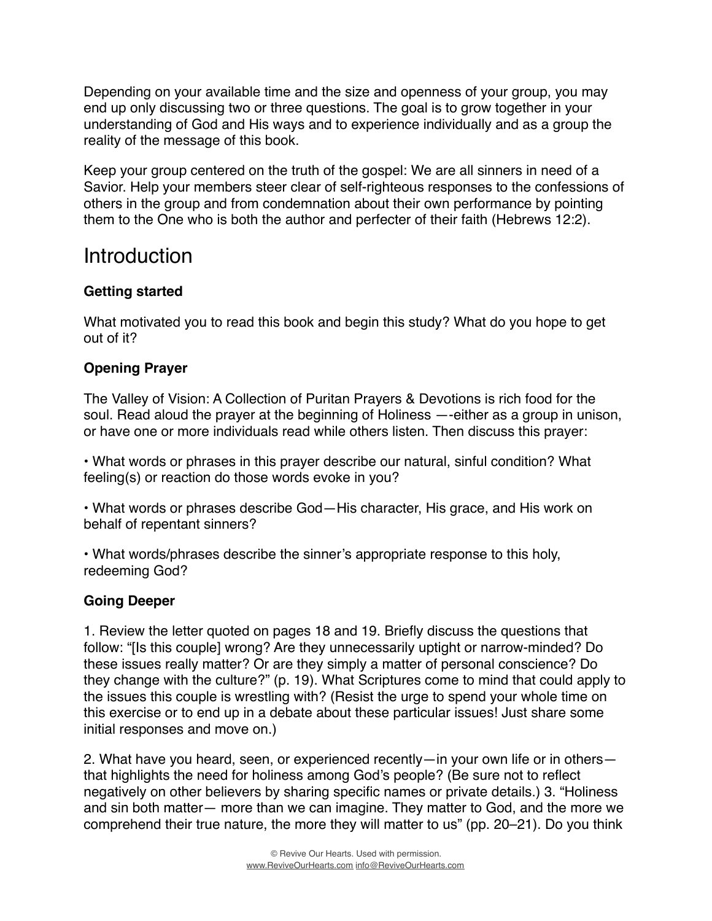Depending on your available time and the size and openness of your group, you may end up only discussing two or three questions. The goal is to grow together in your understanding of God and His ways and to experience individually and as a group the reality of the message of this book.

Keep your group centered on the truth of the gospel: We are all sinners in need of a Savior. Help your members steer clear of self-righteous responses to the confessions of others in the group and from condemnation about their own performance by pointing them to the One who is both the author and perfecter of their faith (Hebrews 12:2).

# Introduction

**Getting started**

What motivated you to read this book and begin this study? What do you hope to get out of it?

**Opening Prayer**

The Valley of Vision: A Collection of Puritan Prayers & Devotions is rich food for the soul. Read aloud the prayer at the beginning of Holiness —-either as a group in unison, or have one or more individuals read while others listen. Then discuss this prayer:

• What words or phrases in this prayer describe our natural, sinful condition? What feeling(s) or reaction do those words evoke in you?

• What words or phrases describe God—His character, His grace, and His work on behalf of repentant sinners?

• What words/phrases describe the sinner's appropriate response to this holy, redeeming God?

**Going Deeper**

1. Review the letter quoted on pages 18 and 19. Briefly discuss the questions that follow: "[Is this couple] wrong? Are they unnecessarily uptight or narrow-minded? Do these issues really matter? Or are they simply a matter of personal conscience? Do they change with the culture?" (p. 19). What Scriptures come to mind that could apply to the issues this couple is wrestling with? (Resist the urge to spend your whole time on this exercise or to end up in a debate about these particular issues! Just share some initial responses and move on.)

2. What have you heard, seen, or experienced recently—in your own life or in others—that highlights the need for holiness among God's people? (Be sure not to reflect negatively on other believers by sharing specific names or private details.) 3. "Holiness and sin both matter— more than we can imagine. They matter to God, and the more we comprehend their true nature, the more they will matter to us" (pp. 20–21). Do you think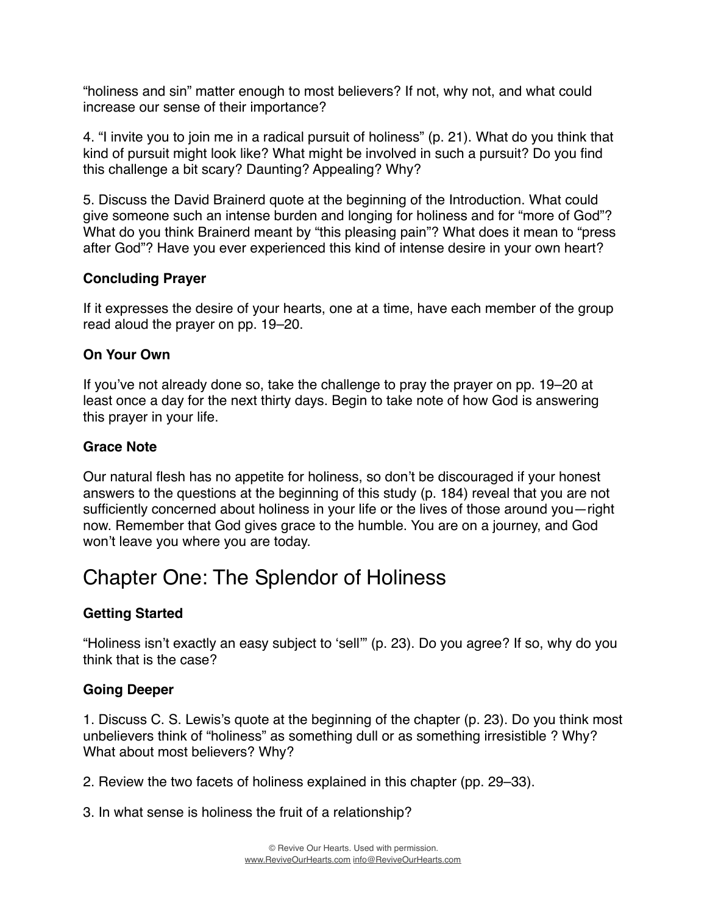"holiness and sin" matter enough to most believers? If not, why not, and what could increase our sense of their importance?

4. "I invite you to join me in a radical pursuit of holiness" (p. 21). What do you think that kind of pursuit might look like? What might be involved in such a pursuit? Do you find this challenge a bit scary? Daunting? Appealing? Why?

5. Discuss the David Brainerd quote at the beginning of the Introduction. What could give someone such an intense burden and longing for holiness and for "more of God"? What do you think Brainerd meant by "this pleasing pain"? What does it mean to "press after God"? Have you ever experienced this kind of intense desire in your own heart?

**Concluding Prayer**

If it expresses the desire of your hearts, one at a time, have each member of the group read aloud the prayer on pp. 19–20.

**On Your Own**

If you've not already done so, take the challenge to pray the prayer on pp. 19–20 at least once a day for the next thirty days. Begin to take note of how God is answering this prayer in your life.

**Grace Note**

Our natural flesh has no appetite for holiness, so don't be discouraged if your honest answers to the questions at the beginning of this study (p. 184) reveal that you are not sufficiently concerned about holiness in your life or the lives of those around you—right now. Remember that God gives grace to the humble. You are on a journey, and God won't leave you where you are today.

# Chapter One: The Splendor of Holiness

**Getting Started**

"Holiness isn't exactly an easy subject to 'sell'" (p. 23). Do you agree? If so, why do you think that is the case?

**Going Deeper**

1. Discuss C. S. Lewis's quote at the beginning of the chapter (p. 23). Do you think most unbelievers think of "holiness" as something dull or as something irresistible ? Why? What about most believers? Why?

2. Review the two facets of holiness explained in this chapter (pp. 29–33).

3. In what sense is holiness the fruit of a relationship?

© Revive Our Hearts. Used with permission.
www.ReviveOurHearts.com info@ReviveOurHearts.com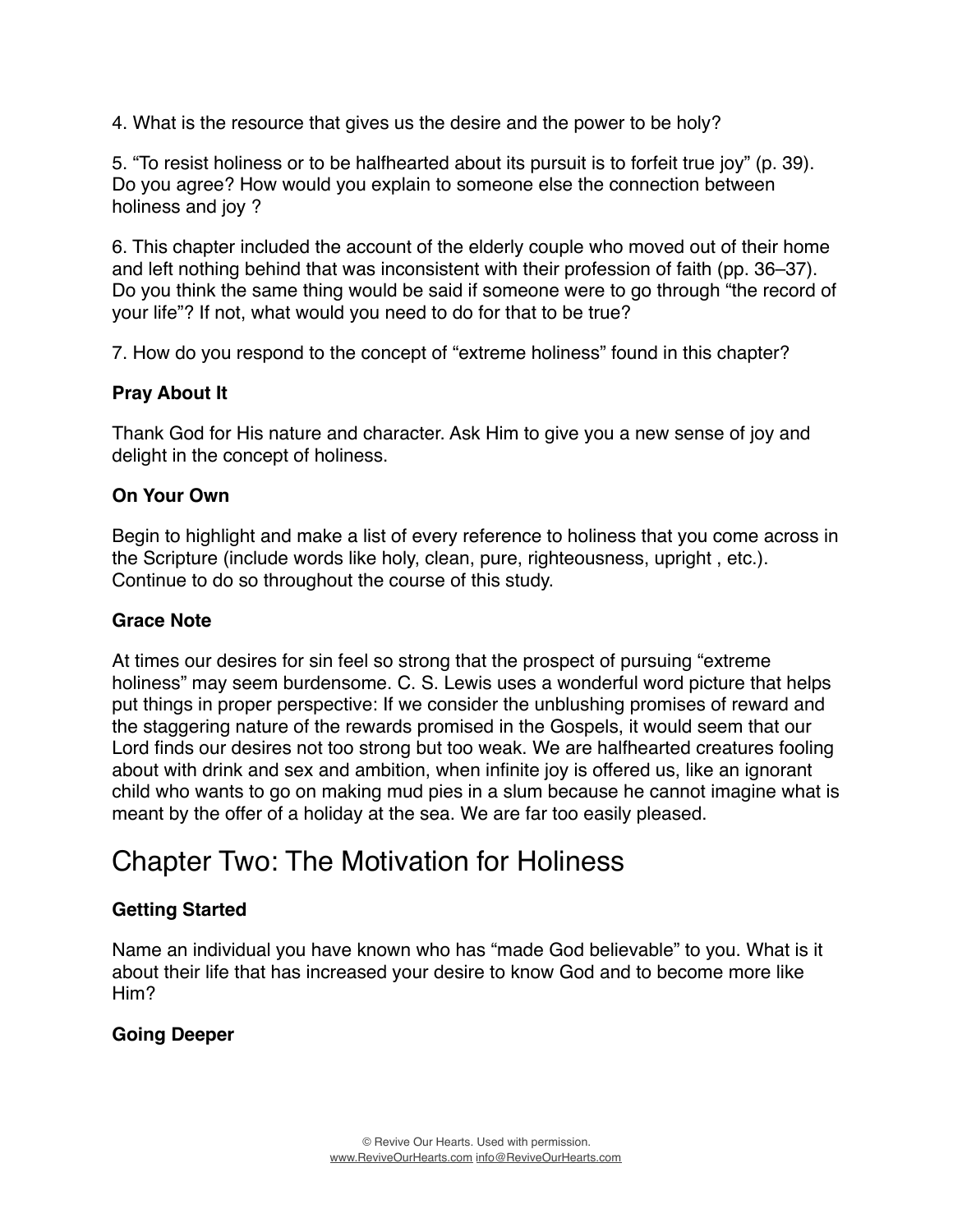4. What is the resource that gives us the desire and the power to be holy?

5. "To resist holiness or to be halfhearted about its pursuit is to forfeit true joy" (p. 39). Do you agree? How would you explain to someone else the connection between holiness and joy ?

6. This chapter included the account of the elderly couple who moved out of their home and left nothing behind that was inconsistent with their profession of faith (pp. 36–37). Do you think the same thing would be said if someone were to go through "the record of your life"? If not, what would you need to do for that to be true?

7. How do you respond to the concept of "extreme holiness" found in this chapter?

### Pray About It

Thank God for His nature and character. Ask Him to give you a new sense of joy and delight in the concept of holiness.

### On Your Own

Begin to highlight and make a list of every reference to holiness that you come across in the Scripture (include words like holy, clean, pure, righteousness, upright , etc.). Continue to do so throughout the course of this study.

### Grace Note

At times our desires for sin feel so strong that the prospect of pursuing "extreme holiness" may seem burdensome. C. S. Lewis uses a wonderful word picture that helps put things in proper perspective: If we consider the unblushing promises of reward and the staggering nature of the rewards promised in the Gospels, it would seem that our Lord finds our desires not too strong but too weak. We are halfhearted creatures fooling about with drink and sex and ambition, when infinite joy is offered us, like an ignorant child who wants to go on making mud pies in a slum because he cannot imagine what is meant by the offer of a holiday at the sea. We are far too easily pleased.

## Chapter Two: The Motivation for Holiness

### Getting Started

Name an individual you have known who has "made God believable" to you. What is it about their life that has increased your desire to know God and to become more like Him?

### Going Deeper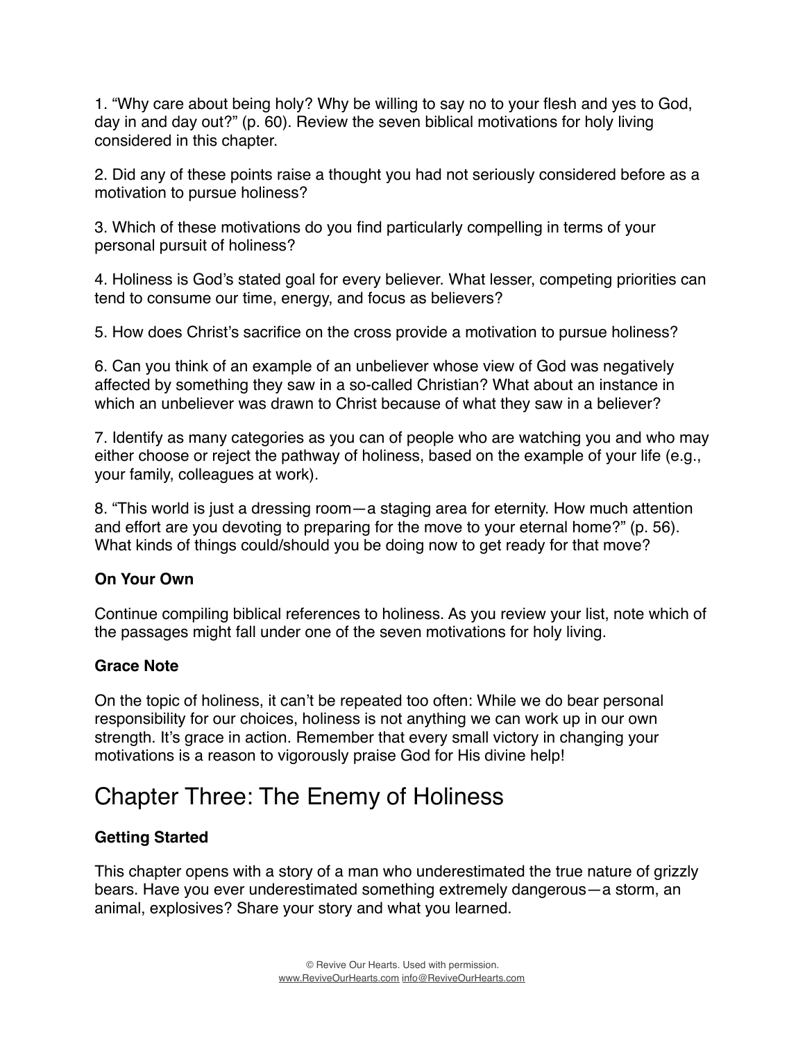1. "Why care about being holy? Why be willing to say no to your flesh and yes to God, day in and day out?" (p. 60). Review the seven biblical motivations for holy living considered in this chapter.

2. Did any of these points raise a thought you had not seriously considered before as a motivation to pursue holiness?

3. Which of these motivations do you find particularly compelling in terms of your personal pursuit of holiness?

4. Holiness is God's stated goal for every believer. What lesser, competing priorities can tend to consume our time, energy, and focus as believers?

5. How does Christ's sacrifice on the cross provide a motivation to pursue holiness?

6. Can you think of an example of an unbeliever whose view of God was negatively affected by something they saw in a so-called Christian? What about an instance in which an unbeliever was drawn to Christ because of what they saw in a believer?

7. Identify as many categories as you can of people who are watching you and who may either choose or reject the pathway of holiness, based on the example of your life (e.g., your family, colleagues at work).

8. "This world is just a dressing room—a staging area for eternity. How much attention and effort are you devoting to preparing for the move to your eternal home?" (p. 56). What kinds of things could/should you be doing now to get ready for that move?

**On Your Own**

Continue compiling biblical references to holiness. As you review your list, note which of the passages might fall under one of the seven motivations for holy living.

**Grace Note**

On the topic of holiness, it can't be repeated too often: While we do bear personal responsibility for our choices, holiness is not anything we can work up in our own strength. It's grace in action. Remember that every small victory in changing your motivations is a reason to vigorously praise God for His divine help!

# Chapter Three: The Enemy of Holiness

**Getting Started**

This chapter opens with a story of a man who underestimated the true nature of grizzly bears. Have you ever underestimated something extremely dangerous—a storm, an animal, explosives? Share your story and what you learned.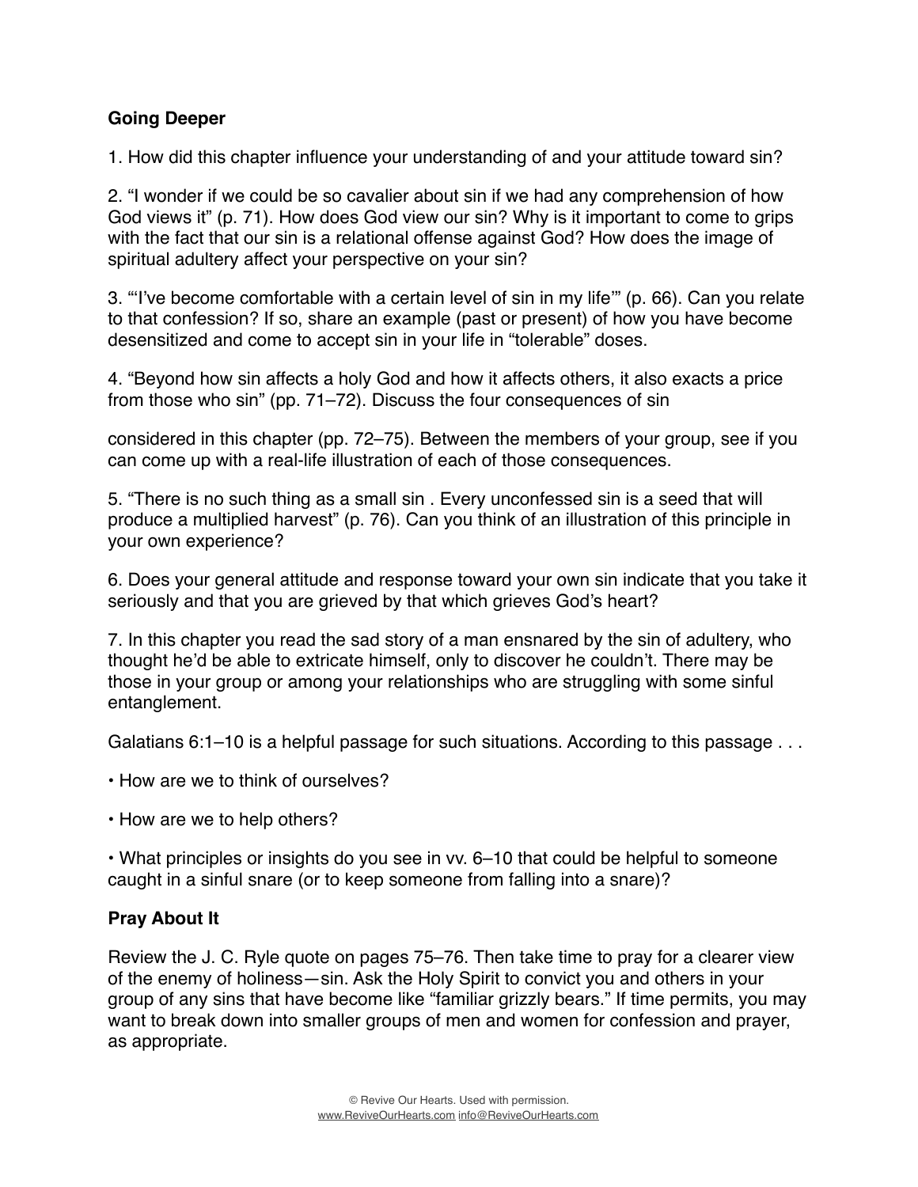**Going Deeper**

1. How did this chapter influence your understanding of and your attitude toward sin?

2. "I wonder if we could be so cavalier about sin if we had any comprehension of how God views it" (p. 71). How does God view our sin? Why is it important to come to grips with the fact that our sin is a relational offense against God? How does the image of spiritual adultery affect your perspective on your sin?

3. "'I've become comfortable with a certain level of sin in my life'" (p. 66). Can you relate to that confession? If so, share an example (past or present) of how you have become desensitized and come to accept sin in your life in "tolerable" doses.

4. "Beyond how sin affects a holy God and how it affects others, it also exacts a price from those who sin" (pp. 71–72). Discuss the four consequences of sin

considered in this chapter (pp. 72–75). Between the members of your group, see if you can come up with a real-life illustration of each of those consequences.

5. "There is no such thing as a small sin . Every unconfessed sin is a seed that will produce a multiplied harvest" (p. 76). Can you think of an illustration of this principle in your own experience?

6. Does your general attitude and response toward your own sin indicate that you take it seriously and that you are grieved by that which grieves God's heart?

7. In this chapter you read the sad story of a man ensnared by the sin of adultery, who thought he'd be able to extricate himself, only to discover he couldn't. There may be those in your group or among your relationships who are struggling with some sinful entanglement.

Galatians 6:1–10 is a helpful passage for such situations. According to this passage . . .

- How are we to think of ourselves?
- How are we to help others?
- What principles or insights do you see in vv. 6–10 that could be helpful to someone caught in a sinful snare (or to keep someone from falling into a snare)?

**Pray About It**

Review the J. C. Ryle quote on pages 75–76. Then take time to pray for a clearer view of the enemy of holiness—sin. Ask the Holy Spirit to convict you and others in your group of any sins that have become like "familiar grizzly bears." If time permits, you may want to break down into smaller groups of men and women for confession and prayer, as appropriate.

© Revive Our Hearts. Used with permission.
www.ReviveOurHearts.com info@ReviveOurHearts.com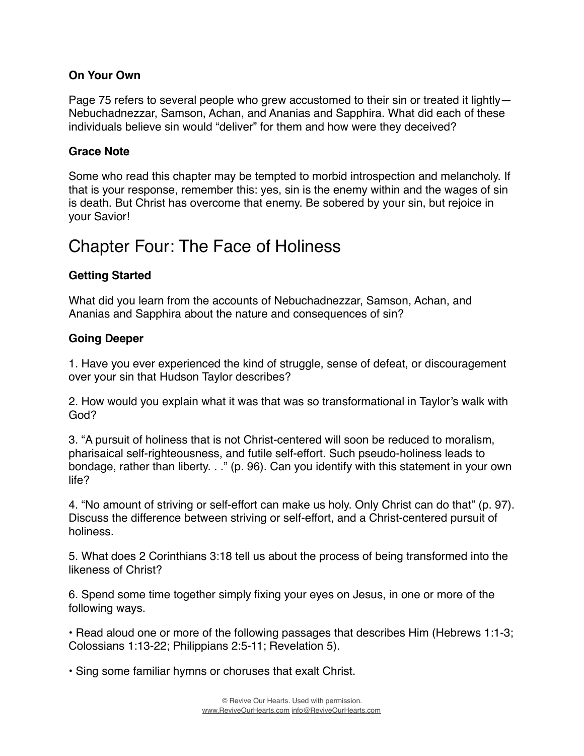### On Your Own

Page 75 refers to several people who grew accustomed to their sin or treated it lightly—Nebuchadnezzar, Samson, Achan, and Ananias and Sapphira. What did each of these individuals believe sin would "deliver" for them and how were they deceived?

### Grace Note

Some who read this chapter may be tempted to morbid introspection and melancholy. If that is your response, remember this: yes, sin is the enemy within and the wages of sin is death. But Christ has overcome that enemy. Be sobered by your sin, but rejoice in your Savior!

## Chapter Four: The Face of Holiness

### Getting Started

What did you learn from the accounts of Nebuchadnezzar, Samson, Achan, and Ananias and Sapphira about the nature and consequences of sin?

### Going Deeper

1. Have you ever experienced the kind of struggle, sense of defeat, or discouragement over your sin that Hudson Taylor describes?

2. How would you explain what it was that was so transformational in Taylor's walk with God?

3. "A pursuit of holiness that is not Christ-centered will soon be reduced to moralism, pharisaical self-righteousness, and futile self-effort. Such pseudo-holiness leads to bondage, rather than liberty. . ." (p. 96). Can you identify with this statement in your own life?

4. "No amount of striving or self-effort can make us holy. Only Christ can do that" (p. 97). Discuss the difference between striving or self-effort, and a Christ-centered pursuit of holiness.

5. What does 2 Corinthians 3:18 tell us about the process of being transformed into the likeness of Christ?

6. Spend some time together simply fixing your eyes on Jesus, in one or more of the following ways.

- Read aloud one or more of the following passages that describes Him (Hebrews 1:1-3; Colossians 1:13-22; Philippians 2:5-11; Revelation 5).

- Sing some familiar hymns or choruses that exalt Christ.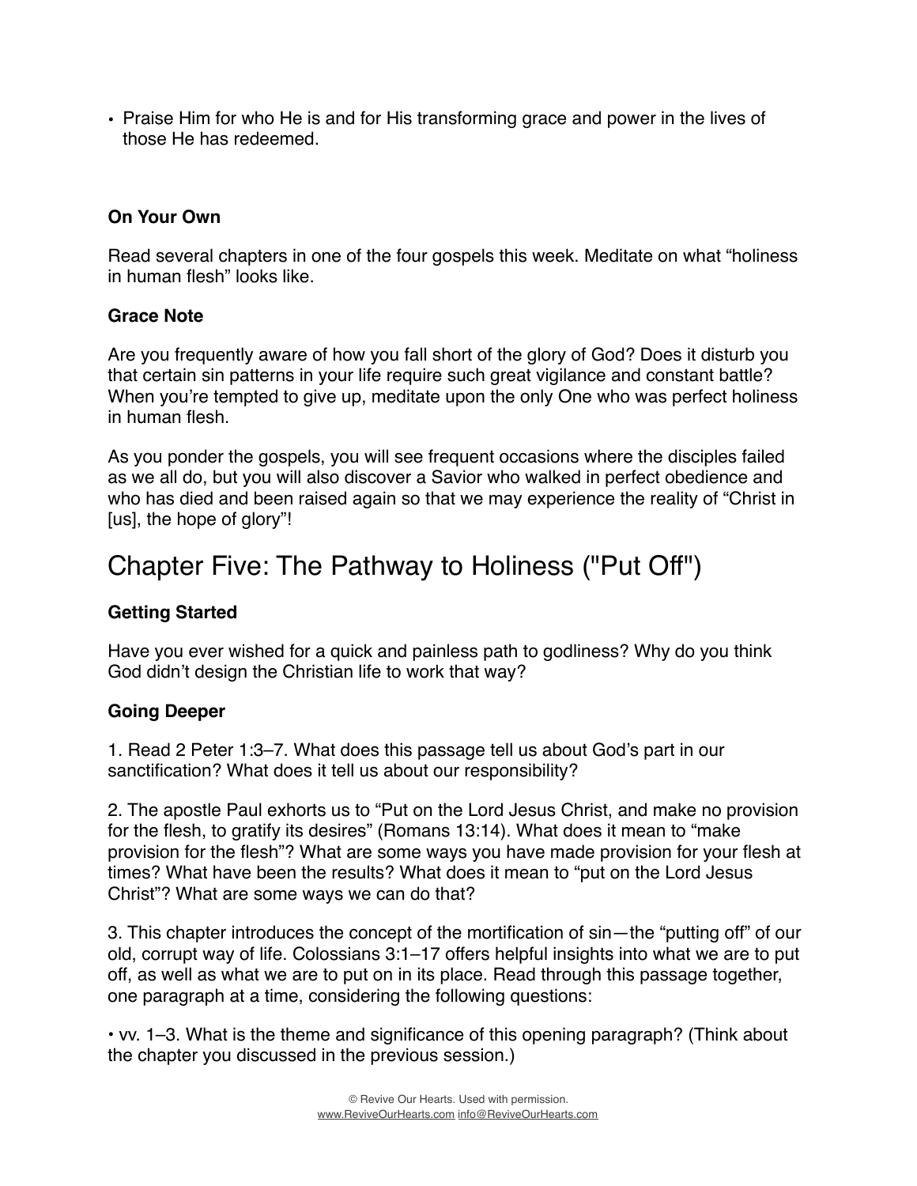- Praise Him for who He is and for His transforming grace and power in the lives of those He has redeemed.

### On Your Own

Read several chapters in one of the four gospels this week. Meditate on what "holiness in human flesh" looks like.

### Grace Note

Are you frequently aware of how you fall short of the glory of God? Does it disturb you that certain sin patterns in your life require such great vigilance and constant battle? When you're tempted to give up, meditate upon the only One who was perfect holiness in human flesh.

As you ponder the gospels, you will see frequent occasions where the disciples failed as we all do, but you will also discover a Savior who walked in perfect obedience and who has died and been raised again so that we may experience the reality of "Christ in [us], the hope of glory"!

## Chapter Five: The Pathway to Holiness ("Put Off")

### Getting Started

Have you ever wished for a quick and painless path to godliness? Why do you think God didn't design the Christian life to work that way?

### Going Deeper

1. Read 2 Peter 1:3–7. What does this passage tell us about God's part in our sanctification? What does it tell us about our responsibility?

2. The apostle Paul exhorts us to "Put on the Lord Jesus Christ, and make no provision for the flesh, to gratify its desires" (Romans 13:14). What does it mean to "make provision for the flesh"? What are some ways you have made provision for your flesh at times? What have been the results? What does it mean to "put on the Lord Jesus Christ"? What are some ways we can do that?

3. This chapter introduces the concept of the mortification of sin—the "putting off" of our old, corrupt way of life. Colossians 3:1–17 offers helpful insights into what we are to put off, as well as what we are to put on in its place. Read through this passage together, one paragraph at a time, considering the following questions:

- vv. 1–3. What is the theme and significance of this opening paragraph? (Think about the chapter you discussed in the previous session.)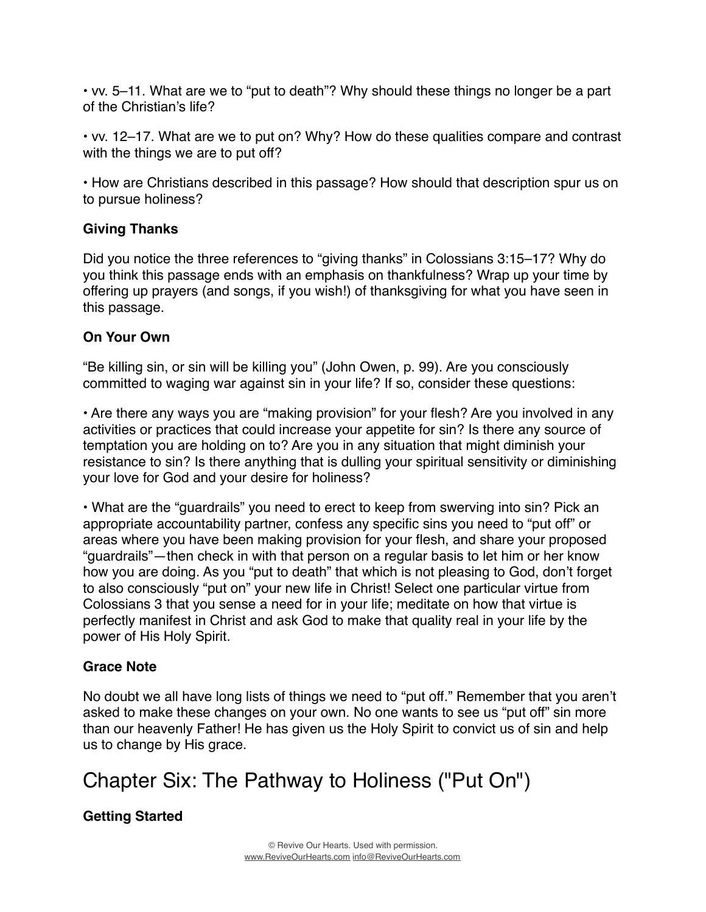• vv. 5–11. What are we to “put to death”? Why should these things no longer be a part of the Christian’s life?

• vv. 12–17. What are we to put on? Why? How do these qualities compare and contrast with the things we are to put off?

• How are Christians described in this passage? How should that description spur us on to pursue holiness?

### Giving Thanks

Did you notice the three references to “giving thanks” in Colossians 3:15–17? Why do you think this passage ends with an emphasis on thankfulness? Wrap up your time by offering up prayers (and songs, if you wish!) of thanksgiving for what you have seen in this passage.

### On Your Own

“Be killing sin, or sin will be killing you” (John Owen, p. 99). Are you consciously committed to waging war against sin in your life? If so, consider these questions:

• Are there any ways you are “making provision” for your flesh? Are you involved in any activities or practices that could increase your appetite for sin? Is there any source of temptation you are holding on to? Are you in any situation that might diminish your resistance to sin? Is there anything that is dulling your spiritual sensitivity or diminishing your love for God and your desire for holiness?

• What are the “guardrails” you need to erect to keep from swerving into sin? Pick an appropriate accountability partner, confess any specific sins you need to “put off” or areas where you have been making provision for your flesh, and share your proposed “guardrails”—then check in with that person on a regular basis to let him or her know how you are doing. As you “put to death” that which is not pleasing to God, don’t forget to also consciously “put on” your new life in Christ! Select one particular virtue from Colossians 3 that you sense a need for in your life; meditate on how that virtue is perfectly manifest in Christ and ask God to make that quality real in your life by the power of His Holy Spirit.

### Grace Note

No doubt we all have long lists of things we need to “put off.” Remember that you aren’t asked to make these changes on your own. No one wants to see us “put off” sin more than our heavenly Father! He has given us the Holy Spirit to convict us of sin and help us to change by His grace.

## Chapter Six: The Pathway to Holiness ("Put On")

### Getting Started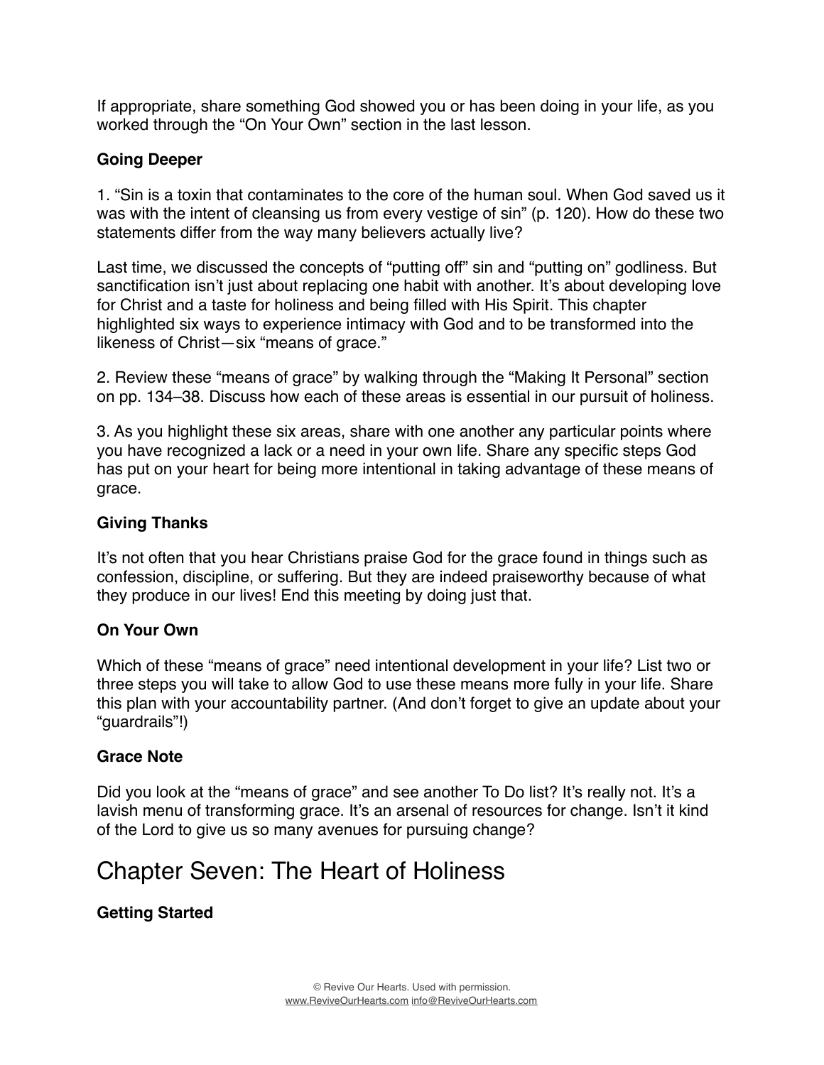If appropriate, share something God showed you or has been doing in your life, as you worked through the "On Your Own" section in the last lesson.

### Going Deeper

1. "Sin is a toxin that contaminates to the core of the human soul. When God saved us it was with the intent of cleansing us from every vestige of sin" (p. 120). How do these two statements differ from the way many believers actually live?

Last time, we discussed the concepts of "putting off" sin and "putting on" godliness. But sanctification isn't just about replacing one habit with another. It's about developing love for Christ and a taste for holiness and being filled with His Spirit. This chapter highlighted six ways to experience intimacy with God and to be transformed into the likeness of Christ—six "means of grace."

2. Review these "means of grace" by walking through the "Making It Personal" section on pp. 134–38. Discuss how each of these areas is essential in our pursuit of holiness.

3. As you highlight these six areas, share with one another any particular points where you have recognized a lack or a need in your own life. Share any specific steps God has put on your heart for being more intentional in taking advantage of these means of grace.

### Giving Thanks

It's not often that you hear Christians praise God for the grace found in things such as confession, discipline, or suffering. But they are indeed praiseworthy because of what they produce in our lives! End this meeting by doing just that.

### On Your Own

Which of these "means of grace" need intentional development in your life? List two or three steps you will take to allow God to use these means more fully in your life. Share this plan with your accountability partner. (And don't forget to give an update about your "guardrails"!)

### Grace Note

Did you look at the "means of grace" and see another To Do list? It's really not. It's a lavish menu of transforming grace. It's an arsenal of resources for change. Isn't it kind of the Lord to give us so many avenues for pursuing change?

## Chapter Seven: The Heart of Holiness

### Getting Started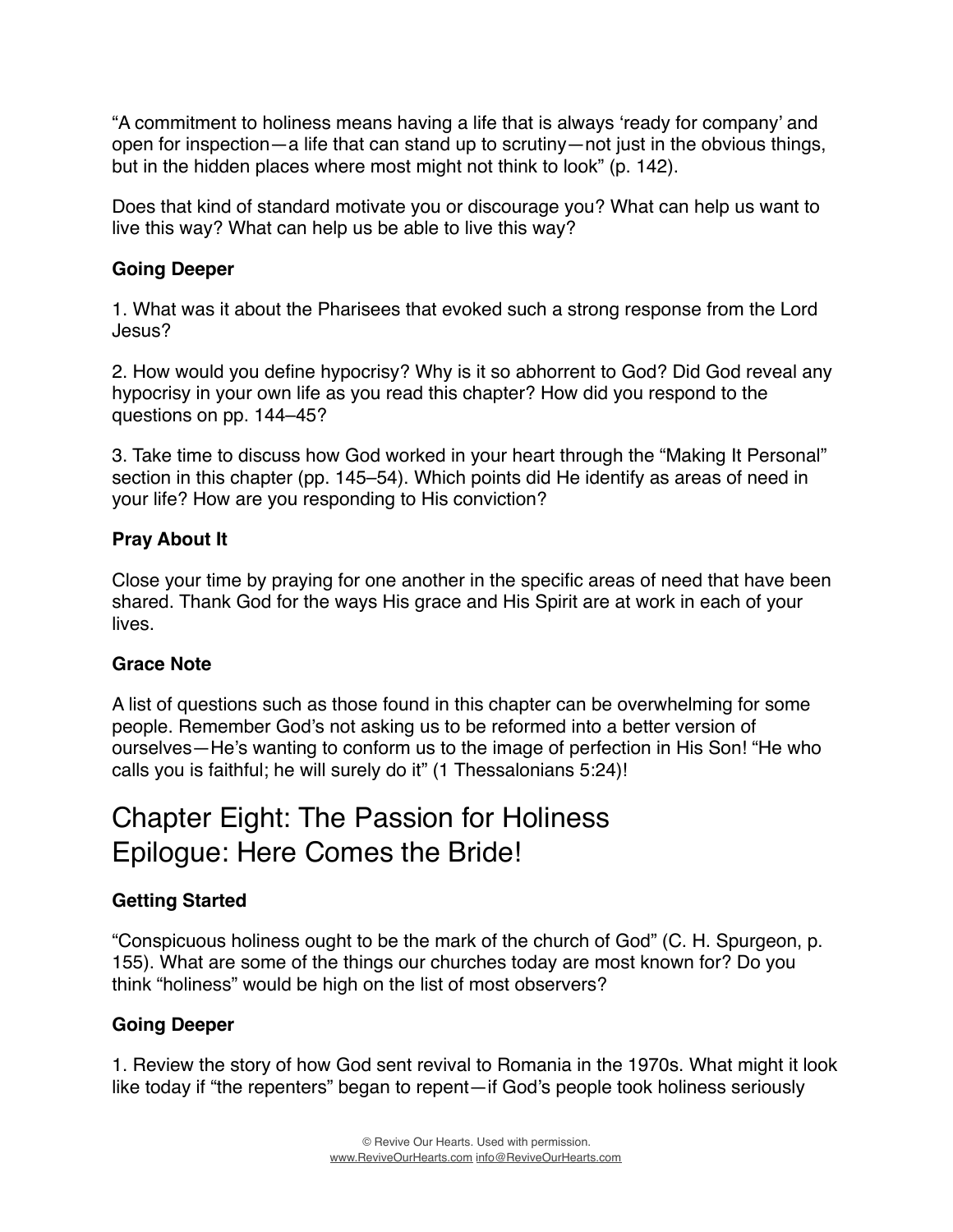"A commitment to holiness means having a life that is always 'ready for company' and open for inspection—a life that can stand up to scrutiny—not just in the obvious things, but in the hidden places where most might not think to look" (p. 142).

Does that kind of standard motivate you or discourage you? What can help us want to live this way? What can help us be able to live this way?

**Going Deeper**

1. What was it about the Pharisees that evoked such a strong response from the Lord Jesus?

2. How would you define hypocrisy? Why is it so abhorrent to God? Did God reveal any hypocrisy in your own life as you read this chapter? How did you respond to the questions on pp. 144–45?

3. Take time to discuss how God worked in your heart through the "Making It Personal" section in this chapter (pp. 145–54). Which points did He identify as areas of need in your life? How are you responding to His conviction?

**Pray About It**

Close your time by praying for one another in the specific areas of need that have been shared. Thank God for the ways His grace and His Spirit are at work in each of your lives.

**Grace Note**

A list of questions such as those found in this chapter can be overwhelming for some people. Remember God's not asking us to be reformed into a better version of ourselves—He's wanting to conform us to the image of perfection in His Son! "He who calls you is faithful; he will surely do it" (1 Thessalonians 5:24)!

# Chapter Eight: The Passion for Holiness Epilogue: Here Comes the Bride!

**Getting Started**

"Conspicuous holiness ought to be the mark of the church of God" (C. H. Spurgeon, p. 155). What are some of the things our churches today are most known for? Do you think "holiness" would be high on the list of most observers?

**Going Deeper**

1. Review the story of how God sent revival to Romania in the 1970s. What might it look like today if "the repenters" began to repent—if God's people took holiness seriously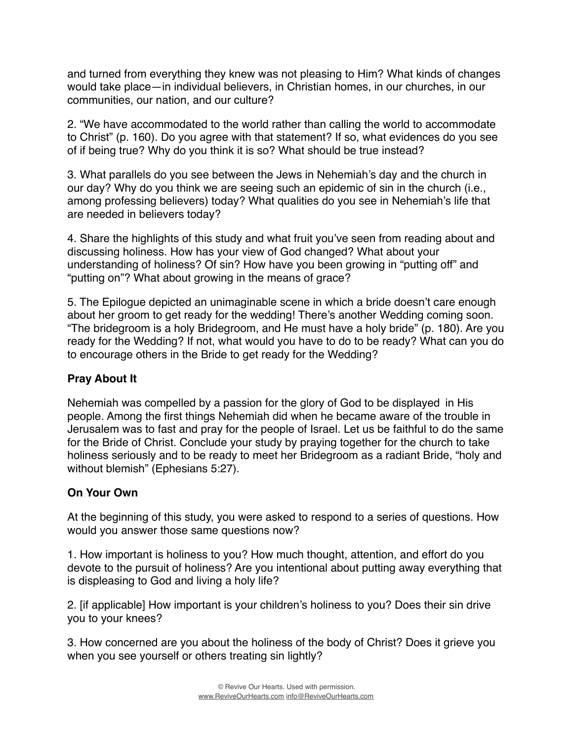and turned from everything they knew was not pleasing to Him? What kinds of changes would take place—in individual believers, in Christian homes, in our churches, in our communities, our nation, and our culture?

2. "We have accommodated to the world rather than calling the world to accommodate to Christ" (p. 160). Do you agree with that statement? If so, what evidences do you see of if being true? Why do you think it is so? What should be true instead?

3. What parallels do you see between the Jews in Nehemiah's day and the church in our day? Why do you think we are seeing such an epidemic of sin in the church (i.e., among professing believers) today? What qualities do you see in Nehemiah's life that are needed in believers today?

4. Share the highlights of this study and what fruit you've seen from reading about and discussing holiness. How has your view of God changed? What about your understanding of holiness? Of sin? How have you been growing in "putting off" and "putting on"? What about growing in the means of grace?

5. The Epilogue depicted an unimaginable scene in which a bride doesn't care enough about her groom to get ready for the wedding! There's another Wedding coming soon. "The bridegroom is a holy Bridegroom, and He must have a holy bride" (p. 180). Are you ready for the Wedding? If not, what would you have to do to be ready? What can you do to encourage others in the Bride to get ready for the Wedding?

**Pray About It**

Nehemiah was compelled by a passion for the glory of God to be displayed in His people. Among the first things Nehemiah did when he became aware of the trouble in Jerusalem was to fast and pray for the people of Israel. Let us be faithful to do the same for the Bride of Christ. Conclude your study by praying together for the church to take holiness seriously and to be ready to meet her Bridegroom as a radiant Bride, "holy and without blemish" (Ephesians 5:27).

**On Your Own**

At the beginning of this study, you were asked to respond to a series of questions. How would you answer those same questions now?

1. How important is holiness to you? How much thought, attention, and effort do you devote to the pursuit of holiness? Are you intentional about putting away everything that is displeasing to God and living a holy life?

2. [if applicable] How important is your children's holiness to you? Does their sin drive you to your knees?

3. How concerned are you about the holiness of the body of Christ? Does it grieve you when you see yourself or others treating sin lightly?

© Revive Our Hearts. Used with permission.
www.ReviveOurHearts.com info@ReviveOurHearts.com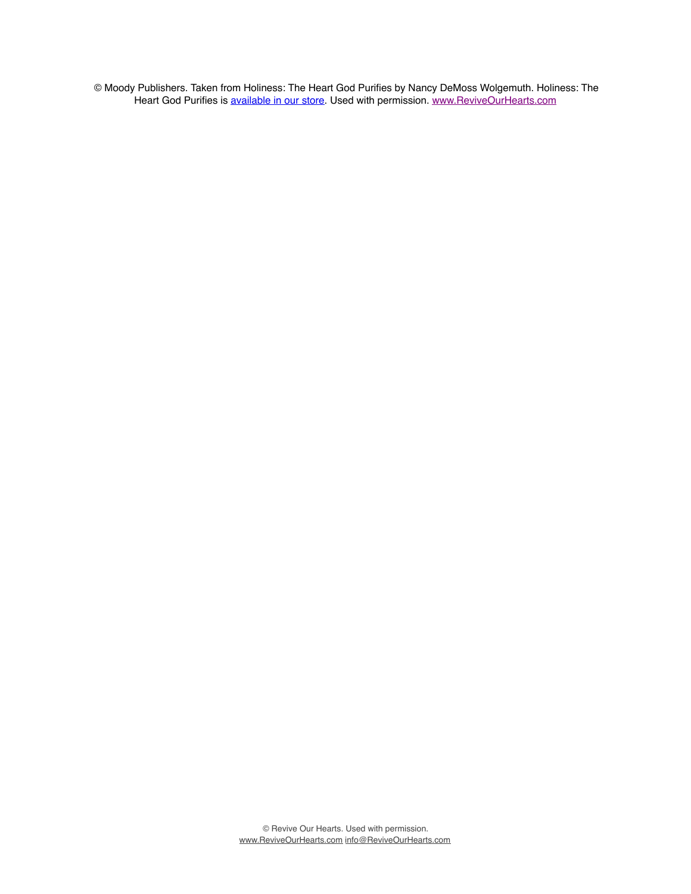© Moody Publishers. Taken from Holiness: The Heart God Purifies by Nancy DeMoss Wolgemuth. Holiness: The Heart God Purifies is available in our store. Used with permission. www.ReviveOurHearts.com